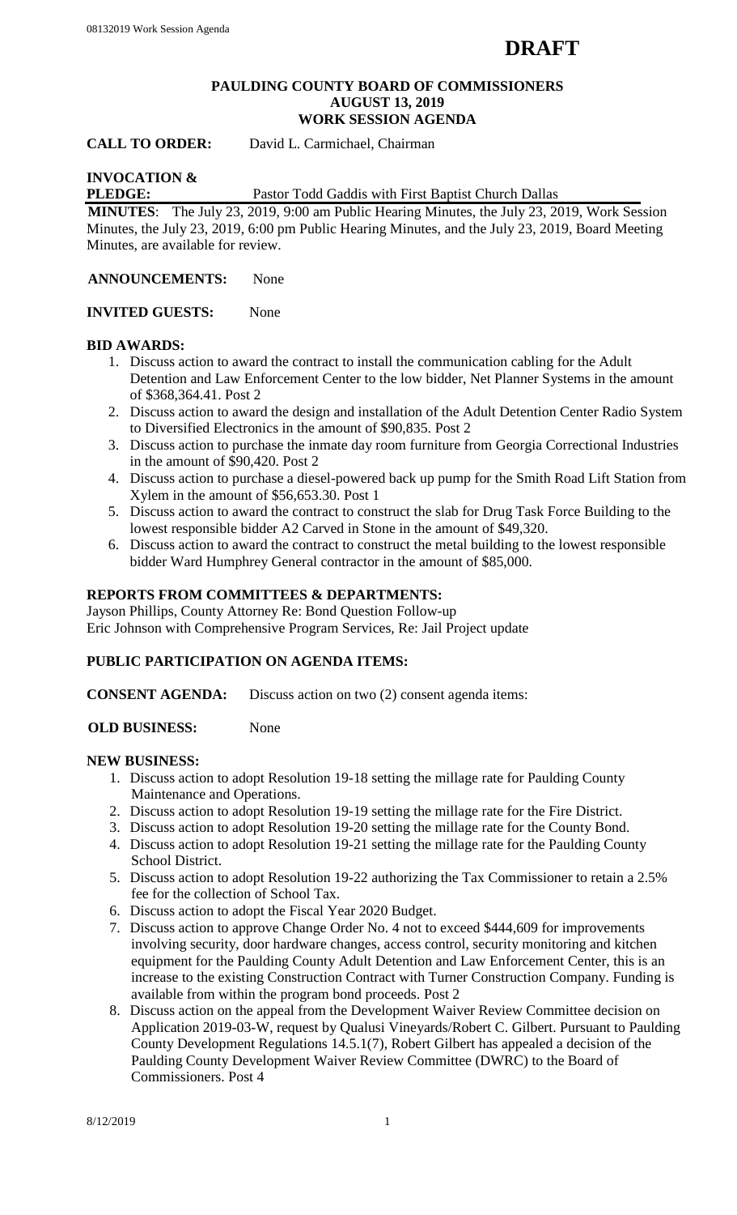**DRAFT**

# PAULDING COUNTY BOARD OF COMMISSIONERS
## AUGUST 13, 2019
## WORK SESSION AGENDA

**CALL TO ORDER:** David L. Carmichael, Chairman

**INVOCATION & PLEDGE:** Pastor Todd Gaddis with First Baptist Church Dallas

**MINUTES**: The July 23, 2019, 9:00 am Public Hearing Minutes, the July 23, 2019, Work Session Minutes, the July 23, 2019, 6:00 pm Public Hearing Minutes, and the July 23, 2019, Board Meeting Minutes, are available for review.

**ANNOUNCEMENTS:** None

**INVITED GUESTS:** None

**BID AWARDS:**

1. Discuss action to award the contract to install the communication cabling for the Adult Detention and Law Enforcement Center to the low bidder, Net Planner Systems in the amount of $368,364.41. Post 2
2. Discuss action to award the design and installation of the Adult Detention Center Radio System to Diversified Electronics in the amount of $90,835. Post 2
3. Discuss action to purchase the inmate day room furniture from Georgia Correctional Industries in the amount of $90,420. Post 2
4. Discuss action to purchase a diesel-powered back up pump for the Smith Road Lift Station from Xylem in the amount of $56,653.30. Post 1
5. Discuss action to award the contract to construct the slab for Drug Task Force Building to the lowest responsible bidder A2 Carved in Stone in the amount of $49,320.
6. Discuss action to award the contract to construct the metal building to the lowest responsible bidder Ward Humphrey General contractor in the amount of $85,000.

**REPORTS FROM COMMITTEES & DEPARTMENTS:**

Jayson Phillips, County Attorney Re: Bond Question Follow-up

Eric Johnson with Comprehensive Program Services, Re: Jail Project update

**PUBLIC PARTICIPATION ON AGENDA ITEMS:**

**CONSENT AGENDA:** Discuss action on two (2) consent agenda items:

**OLD BUSINESS:** None

**NEW BUSINESS:**

1. Discuss action to adopt Resolution 19-18 setting the millage rate for Paulding County Maintenance and Operations.
2. Discuss action to adopt Resolution 19-19 setting the millage rate for the Fire District.
3. Discuss action to adopt Resolution 19-20 setting the millage rate for the County Bond.
4. Discuss action to adopt Resolution 19-21 setting the millage rate for the Paulding County School District.
5. Discuss action to adopt Resolution 19-22 authorizing the Tax Commissioner to retain a 2.5% fee for the collection of School Tax.
6. Discuss action to adopt the Fiscal Year 2020 Budget.
7. Discuss action to approve Change Order No. 4 not to exceed $444,609 for improvements involving security, door hardware changes, access control, security monitoring and kitchen equipment for the Paulding County Adult Detention and Law Enforcement Center, this is an increase to the existing Construction Contract with Turner Construction Company. Funding is available from within the program bond proceeds. Post 2
8. Discuss action on the appeal from the Development Waiver Review Committee decision on Application 2019-03-W, request by Qualusi Vineyards/Robert C. Gilbert. Pursuant to Paulding County Development Regulations 14.5.1(7), Robert Gilbert has appealed a decision of the Paulding County Development Waiver Review Committee (DWRC) to the Board of Commissioners. Post 4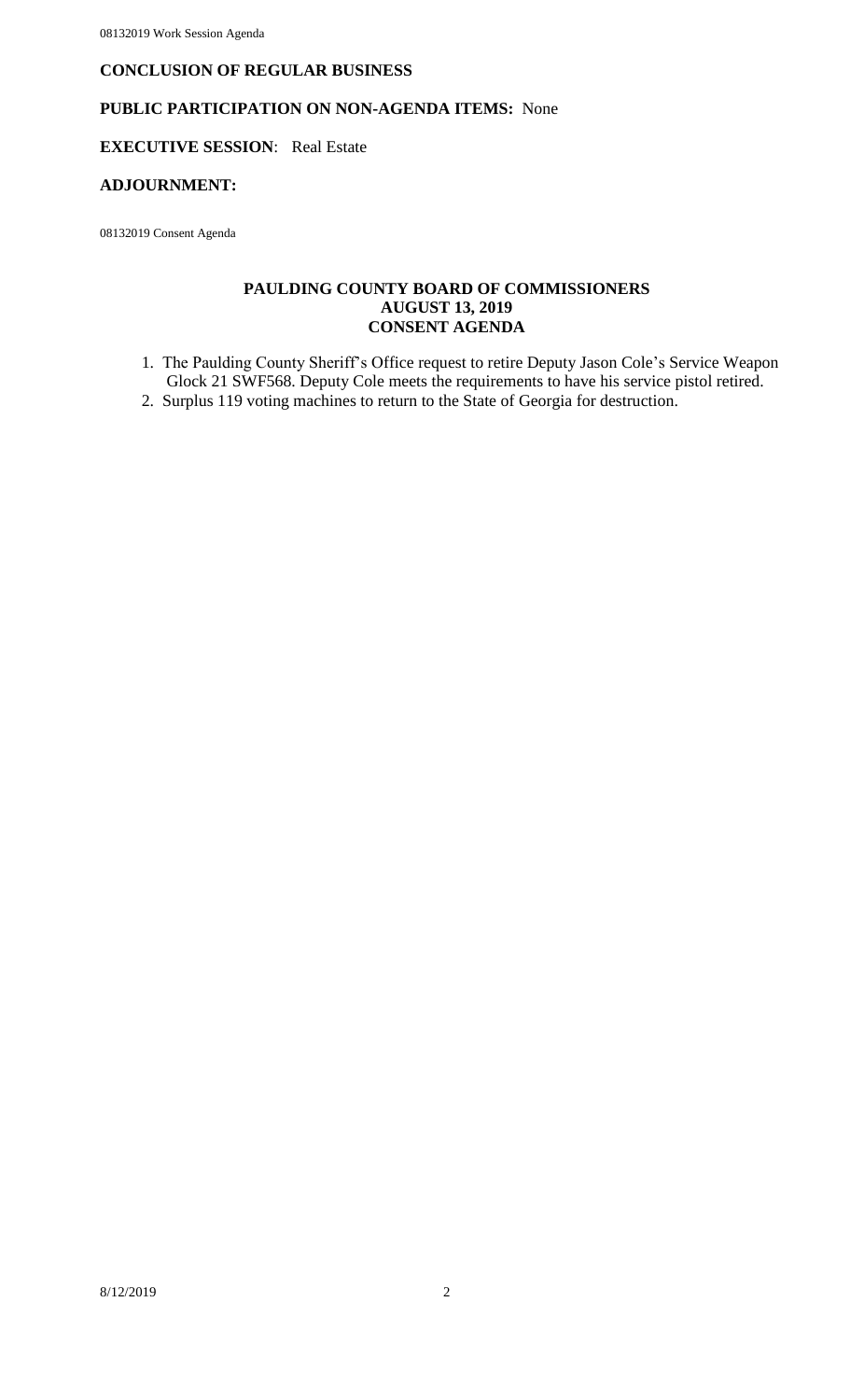**CONCLUSION OF REGULAR BUSINESS**

**PUBLIC PARTICIPATION ON NON-AGENDA ITEMS:** None

**EXECUTIVE SESSION**: Real Estate

**ADJOURNMENT:**

08132019 Consent Agenda

**PAULDING COUNTY BOARD OF COMMISSIONERS**
**AUGUST 13, 2019**
**CONSENT AGENDA**

1. The Paulding County Sheriff's Office request to retire Deputy Jason Cole's Service Weapon Glock 21 SWF568. Deputy Cole meets the requirements to have his service pistol retired.
2. Surplus 119 voting machines to return to the State of Georgia for destruction.